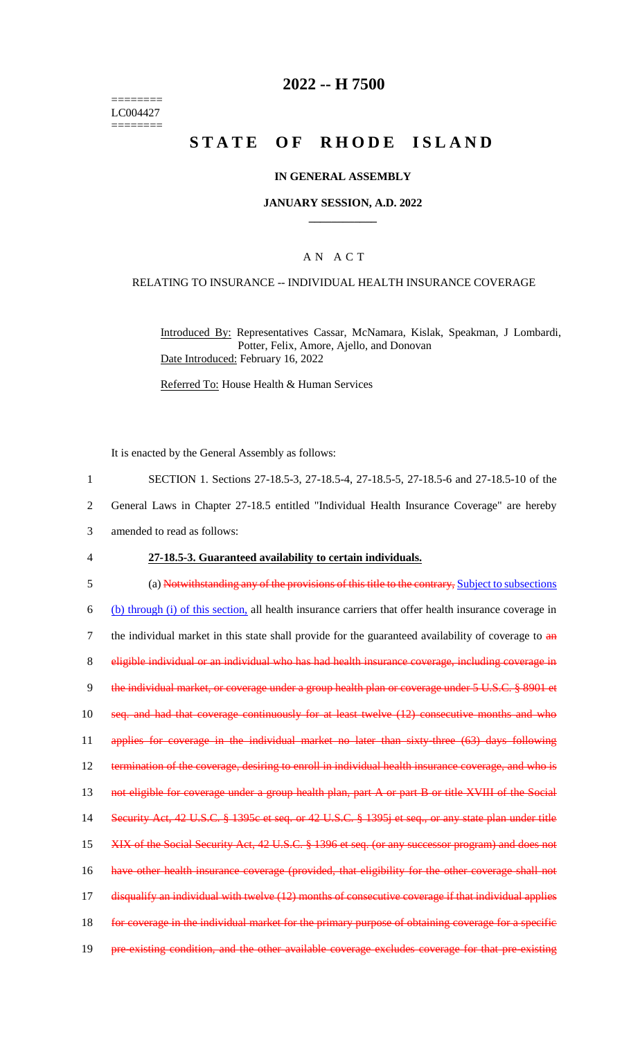========
LC004427
========

# 2022 -- H 7500

# STATE OF RHODE ISLAND

## IN GENERAL ASSEMBLY

## JANUARY SESSION, A.D. 2022

## A N A C T

### RELATING TO INSURANCE -- INDIVIDUAL HEALTH INSURANCE COVERAGE

Introduced By: Representatives Cassar, McNamara, Kislak, Speakman, J Lombardi, Potter, Felix, Amore, Ajello, and Donovan
Date Introduced: February 16, 2022

Referred To: House Health & Human Services

It is enacted by the General Assembly as follows:

1 SECTION 1. Sections 27-18.5-3, 27-18.5-4, 27-18.5-5, 27-18.5-6 and 27-18.5-10 of the
2 General Laws in Chapter 27-18.5 entitled "Individual Health Insurance Coverage" are hereby
3 amended to read as follows:

4 **27-18.5-3. Guaranteed availability to certain individuals.**

5 (a) ~~Notwithstanding any of the provisions of this title to the contrary,~~ <u>Subject to subsections</u>
6 <u>(b) through (i) of this section,</u> all health insurance carriers that offer health insurance coverage in
7 the individual market in this state shall provide for the guaranteed availability of coverage to ~~an~~
8 ~~eligible individual or an individual who has had health insurance coverage, including coverage in~~
9 ~~the individual market, or coverage under a group health plan or coverage under 5 U.S.C. § 8901 et~~
10 ~~seq. and had that coverage continuously for at least twelve (12) consecutive months and who~~
11 ~~applies for coverage in the individual market no later than sixty-three (63) days following~~
12 ~~termination of the coverage, desiring to enroll in individual health insurance coverage, and who is~~
13 ~~not eligible for coverage under a group health plan, part A or part B or title XVIII of the Social~~
14 ~~Security Act, 42 U.S.C. § 1395c et seq. or 42 U.S.C. § 1395j et seq., or any state plan under title~~
15 ~~XIX of the Social Security Act, 42 U.S.C. § 1396 et seq. (or any successor program) and does not~~
16 ~~have other health insurance coverage (provided, that eligibility for the other coverage shall not~~
17 ~~disqualify an individual with twelve (12) months of consecutive coverage if that individual applies~~
18 ~~for coverage in the individual market for the primary purpose of obtaining coverage for a specific~~
19 ~~pre-existing condition, and the other available coverage excludes coverage for that pre-existing~~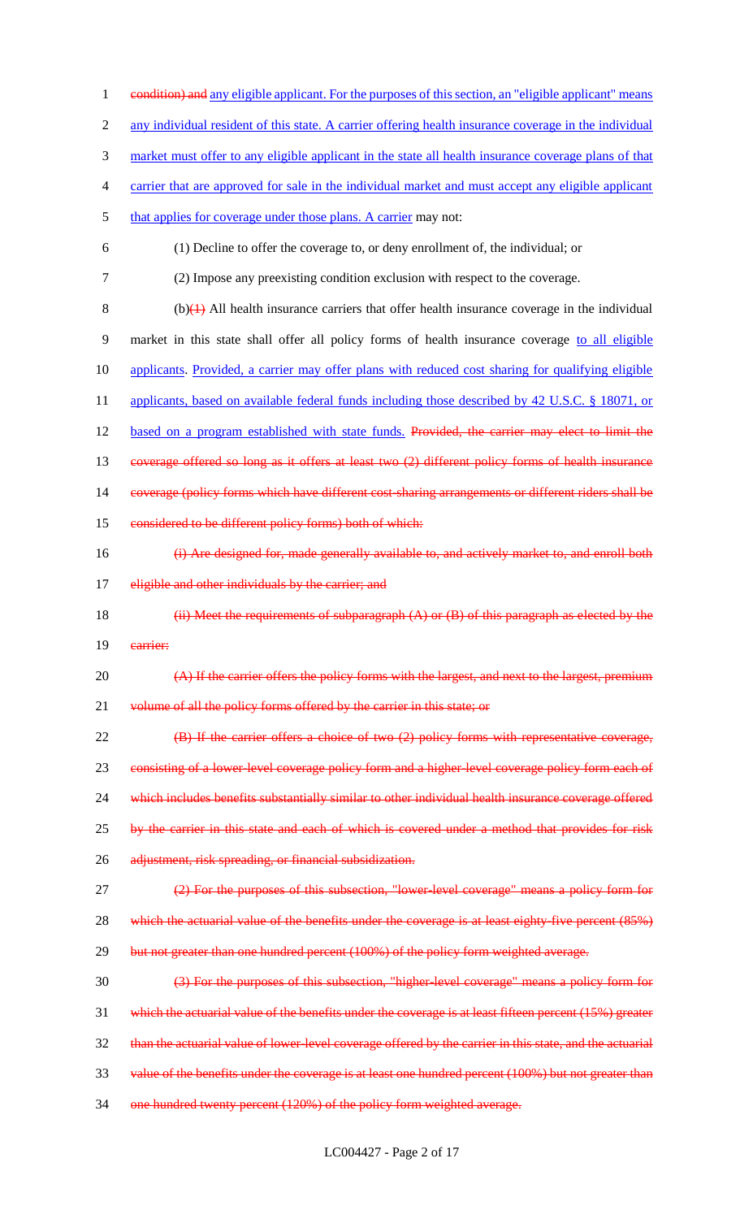condition) and any eligible applicant. For the purposes of this section, an "eligible applicant" means any individual resident of this state. A carrier offering health insurance coverage in the individual market must offer to any eligible applicant in the state all health insurance coverage plans of that carrier that are approved for sale in the individual market and must accept any eligible applicant that applies for coverage under those plans. A carrier may not:

(1) Decline to offer the coverage to, or deny enrollment of, the individual; or

(2) Impose any preexisting condition exclusion with respect to the coverage.

(b)(1) All health insurance carriers that offer health insurance coverage in the individual market in this state shall offer all policy forms of health insurance coverage to all eligible applicants. Provided, a carrier may offer plans with reduced cost sharing for qualifying eligible applicants, based on available federal funds including those described by 42 U.S.C. § 18071, or based on a program established with state funds. Provided, the carrier may elect to limit the coverage offered so long as it offers at least two (2) different policy forms of health insurance coverage (policy forms which have different cost-sharing arrangements or different riders shall be considered to be different policy forms) both of which:

(i) Are designed for, made generally available to, and actively market to, and enroll both eligible and other individuals by the carrier; and

(ii) Meet the requirements of subparagraph (A) or (B) of this paragraph as elected by the carrier:

(A) If the carrier offers the policy forms with the largest, and next to the largest, premium volume of all the policy forms offered by the carrier in this state; or

(B) If the carrier offers a choice of two (2) policy forms with representative coverage, consisting of a lower-level coverage policy form and a higher-level coverage policy form each of which includes benefits substantially similar to other individual health insurance coverage offered by the carrier in this state and each of which is covered under a method that provides for risk adjustment, risk spreading, or financial subsidization.

(2) For the purposes of this subsection, "lower-level coverage" means a policy form for which the actuarial value of the benefits under the coverage is at least eighty-five percent (85%) but not greater than one hundred percent (100%) of the policy form weighted average.

(3) For the purposes of this subsection, "higher-level coverage" means a policy form for which the actuarial value of the benefits under the coverage is at least fifteen percent (15%) greater than the actuarial value of lower-level coverage offered by the carrier in this state, and the actuarial value of the benefits under the coverage is at least one hundred percent (100%) but not greater than one hundred twenty percent (120%) of the policy form weighted average.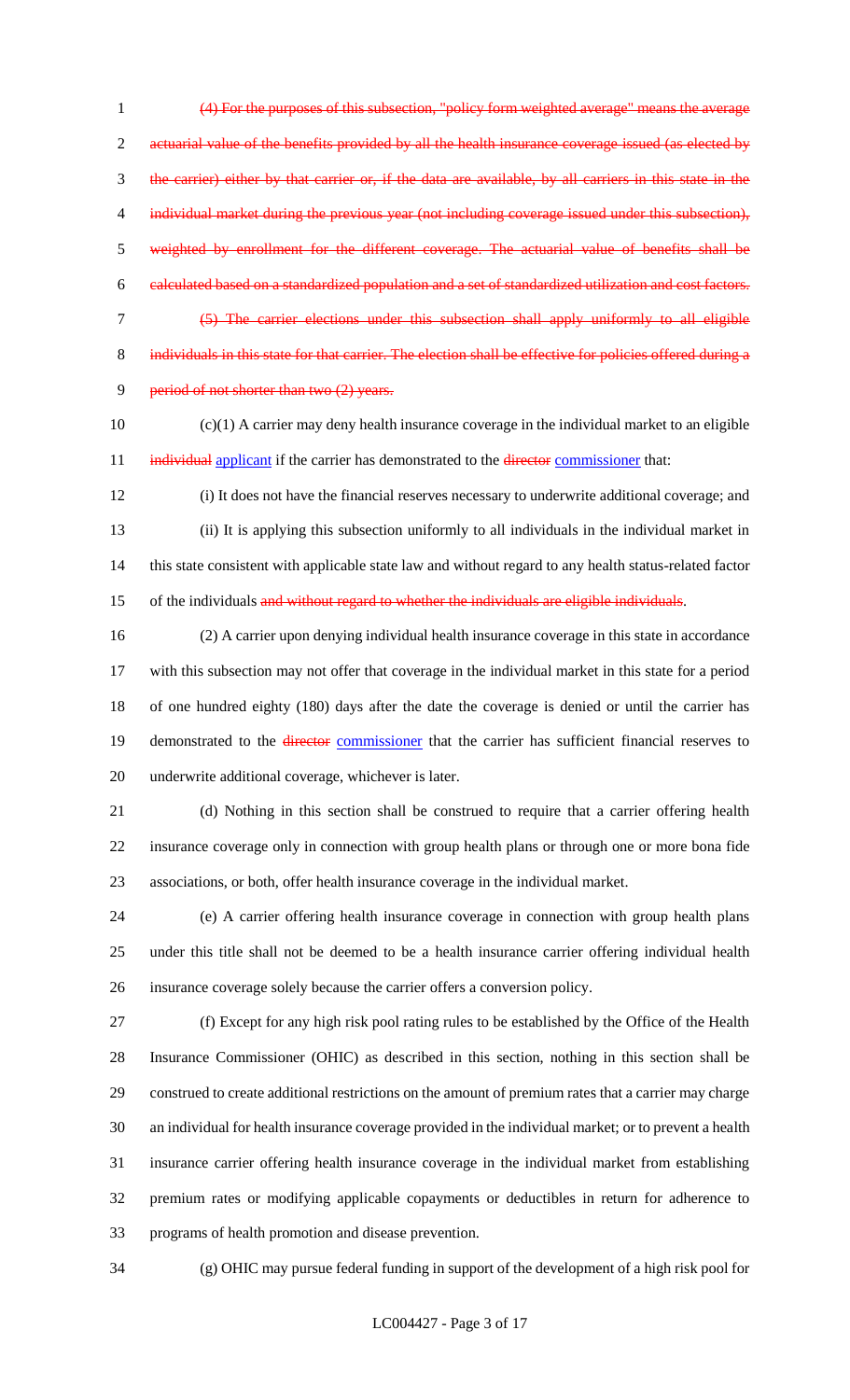~~(4) For the purposes of this subsection, "policy form weighted average" means the average actuarial value of the benefits provided by all the health insurance coverage issued (as elected by the carrier) either by that carrier or, if the data are available, by all carriers in this state in the individual market during the previous year (not including coverage issued under this subsection), weighted by enrollment for the different coverage. The actuarial value of benefits shall be calculated based on a standardized population and a set of standardized utilization and cost factors.~~

~~(5) The carrier elections under this subsection shall apply uniformly to all eligible individuals in this state for that carrier. The election shall be effective for policies offered during a period of not shorter than two (2) years.~~

(c)(1) A carrier may deny health insurance coverage in the individual market to an eligible ~~individual~~ applicant if the carrier has demonstrated to the ~~director~~ commissioner that:

(i) It does not have the financial reserves necessary to underwrite additional coverage; and

(ii) It is applying this subsection uniformly to all individuals in the individual market in this state consistent with applicable state law and without regard to any health status-related factor of the individuals ~~and without regard to whether the individuals are eligible individuals~~.

(2) A carrier upon denying individual health insurance coverage in this state in accordance with this subsection may not offer that coverage in the individual market in this state for a period of one hundred eighty (180) days after the date the coverage is denied or until the carrier has demonstrated to the ~~director~~ commissioner that the carrier has sufficient financial reserves to underwrite additional coverage, whichever is later.

(d) Nothing in this section shall be construed to require that a carrier offering health insurance coverage only in connection with group health plans or through one or more bona fide associations, or both, offer health insurance coverage in the individual market.

(e) A carrier offering health insurance coverage in connection with group health plans under this title shall not be deemed to be a health insurance carrier offering individual health insurance coverage solely because the carrier offers a conversion policy.

(f) Except for any high risk pool rating rules to be established by the Office of the Health Insurance Commissioner (OHIC) as described in this section, nothing in this section shall be construed to create additional restrictions on the amount of premium rates that a carrier may charge an individual for health insurance coverage provided in the individual market; or to prevent a health insurance carrier offering health insurance coverage in the individual market from establishing premium rates or modifying applicable copayments or deductibles in return for adherence to programs of health promotion and disease prevention.

(g) OHIC may pursue federal funding in support of the development of a high risk pool for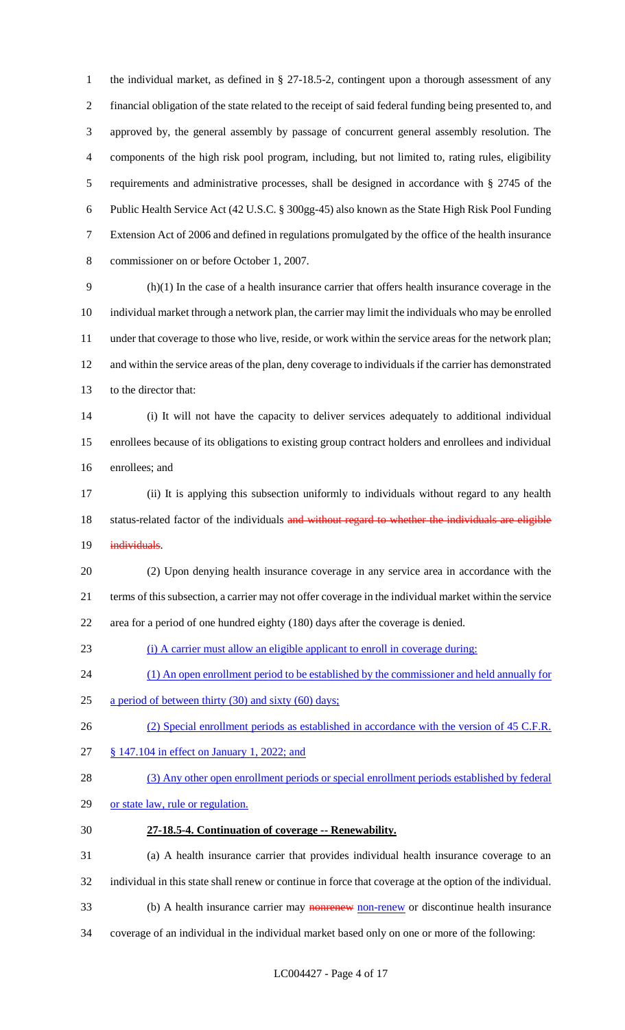the individual market, as defined in § 27-18.5-2, contingent upon a thorough assessment of any financial obligation of the state related to the receipt of said federal funding being presented to, and approved by, the general assembly by passage of concurrent general assembly resolution. The components of the high risk pool program, including, but not limited to, rating rules, eligibility requirements and administrative processes, shall be designed in accordance with § 2745 of the Public Health Service Act (42 U.S.C. § 300gg-45) also known as the State High Risk Pool Funding Extension Act of 2006 and defined in regulations promulgated by the office of the health insurance commissioner on or before October 1, 2007.

(h)(1) In the case of a health insurance carrier that offers health insurance coverage in the individual market through a network plan, the carrier may limit the individuals who may be enrolled under that coverage to those who live, reside, or work within the service areas for the network plan; and within the service areas of the plan, deny coverage to individuals if the carrier has demonstrated to the director that:

(i) It will not have the capacity to deliver services adequately to additional individual enrollees because of its obligations to existing group contract holders and enrollees and individual enrollees; and

(ii) It is applying this subsection uniformly to individuals without regard to any health status-related factor of the individuals ~~and without regard to whether the individuals are eligible individuals~~.

(2) Upon denying health insurance coverage in any service area in accordance with the terms of this subsection, a carrier may not offer coverage in the individual market within the service area for a period of one hundred eighty (180) days after the coverage is denied.

<u>(i) A carrier must allow an eligible applicant to enroll in coverage during:</u>

<u>(1) An open enrollment period to be established by the commissioner and held annually for a period of between thirty (30) and sixty (60) days;</u>

<u>(2) Special enrollment periods as established in accordance with the version of 45 C.F.R. § 147.104 in effect on January 1, 2022; and</u>

<u>(3) Any other open enrollment periods or special enrollment periods established by federal or state law, rule or regulation.</u>

**27-18.5-4. Continuation of coverage -- Renewability.**

(a) A health insurance carrier that provides individual health insurance coverage to an individual in this state shall renew or continue in force that coverage at the option of the individual.

(b) A health insurance carrier may ~~nonrenew~~ <u>non-renew</u> or discontinue health insurance coverage of an individual in the individual market based only on one or more of the following: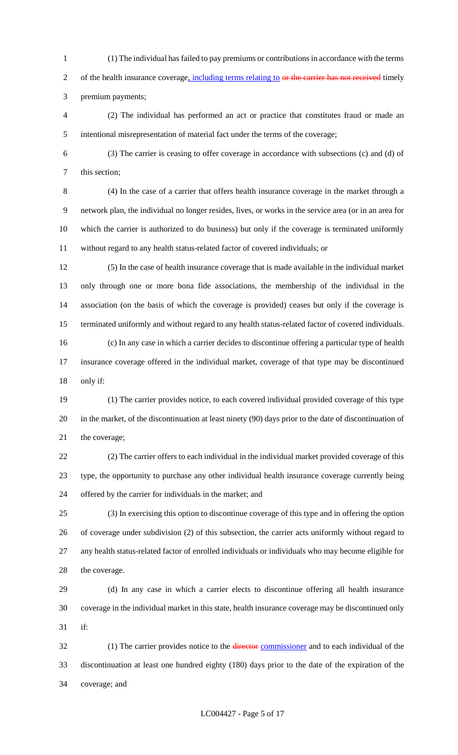(1) The individual has failed to pay premiums or contributions in accordance with the terms of the health insurance coverage, including terms relating to ~~or the carrier has not received~~ timely premium payments;

(2) The individual has performed an act or practice that constitutes fraud or made an intentional misrepresentation of material fact under the terms of the coverage;

(3) The carrier is ceasing to offer coverage in accordance with subsections (c) and (d) of this section;

(4) In the case of a carrier that offers health insurance coverage in the market through a network plan, the individual no longer resides, lives, or works in the service area (or in an area for which the carrier is authorized to do business) but only if the coverage is terminated uniformly without regard to any health status-related factor of covered individuals; or

(5) In the case of health insurance coverage that is made available in the individual market only through one or more bona fide associations, the membership of the individual in the association (on the basis of which the coverage is provided) ceases but only if the coverage is terminated uniformly and without regard to any health status-related factor of covered individuals.

(c) In any case in which a carrier decides to discontinue offering a particular type of health insurance coverage offered in the individual market, coverage of that type may be discontinued only if:

(1) The carrier provides notice, to each covered individual provided coverage of this type in the market, of the discontinuation at least ninety (90) days prior to the date of discontinuation of the coverage;

(2) The carrier offers to each individual in the individual market provided coverage of this type, the opportunity to purchase any other individual health insurance coverage currently being offered by the carrier for individuals in the market; and

(3) In exercising this option to discontinue coverage of this type and in offering the option of coverage under subdivision (2) of this subsection, the carrier acts uniformly without regard to any health status-related factor of enrolled individuals or individuals who may become eligible for the coverage.

(d) In any case in which a carrier elects to discontinue offering all health insurance coverage in the individual market in this state, health insurance coverage may be discontinued only if:

(1) The carrier provides notice to the ~~director~~ commissioner and to each individual of the discontinuation at least one hundred eighty (180) days prior to the date of the expiration of the coverage; and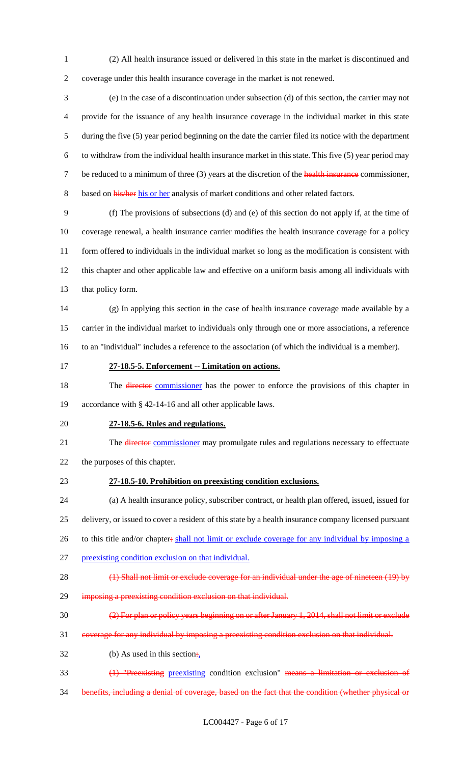(2) All health insurance issued or delivered in this state in the market is discontinued and coverage under this health insurance coverage in the market is not renewed.

(e) In the case of a discontinuation under subsection (d) of this section, the carrier may not provide for the issuance of any health insurance coverage in the individual market in this state during the five (5) year period beginning on the date the carrier filed its notice with the department to withdraw from the individual health insurance market in this state. This five (5) year period may be reduced to a minimum of three (3) years at the discretion of the ~~health insurance~~ commissioner, based on ~~his/her~~ his or her analysis of market conditions and other related factors.

(f) The provisions of subsections (d) and (e) of this section do not apply if, at the time of coverage renewal, a health insurance carrier modifies the health insurance coverage for a policy form offered to individuals in the individual market so long as the modification is consistent with this chapter and other applicable law and effective on a uniform basis among all individuals with that policy form.

(g) In applying this section in the case of health insurance coverage made available by a carrier in the individual market to individuals only through one or more associations, a reference to an "individual" includes a reference to the association (of which the individual is a member).

**27-18.5-5. Enforcement -- Limitation on actions.**

The ~~director~~ commissioner has the power to enforce the provisions of this chapter in accordance with § 42-14-16 and all other applicable laws.

**27-18.5-6. Rules and regulations.**

The ~~director~~ commissioner may promulgate rules and regulations necessary to effectuate the purposes of this chapter.

**27-18.5-10. Prohibition on preexisting condition exclusions.**

(a) A health insurance policy, subscriber contract, or health plan offered, issued, issued for delivery, or issued to cover a resident of this state by a health insurance company licensed pursuant to this title and/or chapter~~:~~ shall not limit or exclude coverage for any individual by imposing a preexisting condition exclusion on that individual.

~~(1) Shall not limit or exclude coverage for an individual under the age of nineteen (19) by imposing a preexisting condition exclusion on that individual.~~

~~(2) For plan or policy years beginning on or after January 1, 2014, shall not limit or exclude coverage for any individual by imposing a preexisting condition exclusion on that individual.~~

(b) As used in this section~~:~~,

~~(1) "Preexisting~~ preexisting condition exclusion" ~~means a limitation or exclusion of benefits, including a denial of coverage, based on the fact that the condition (whether physical or~~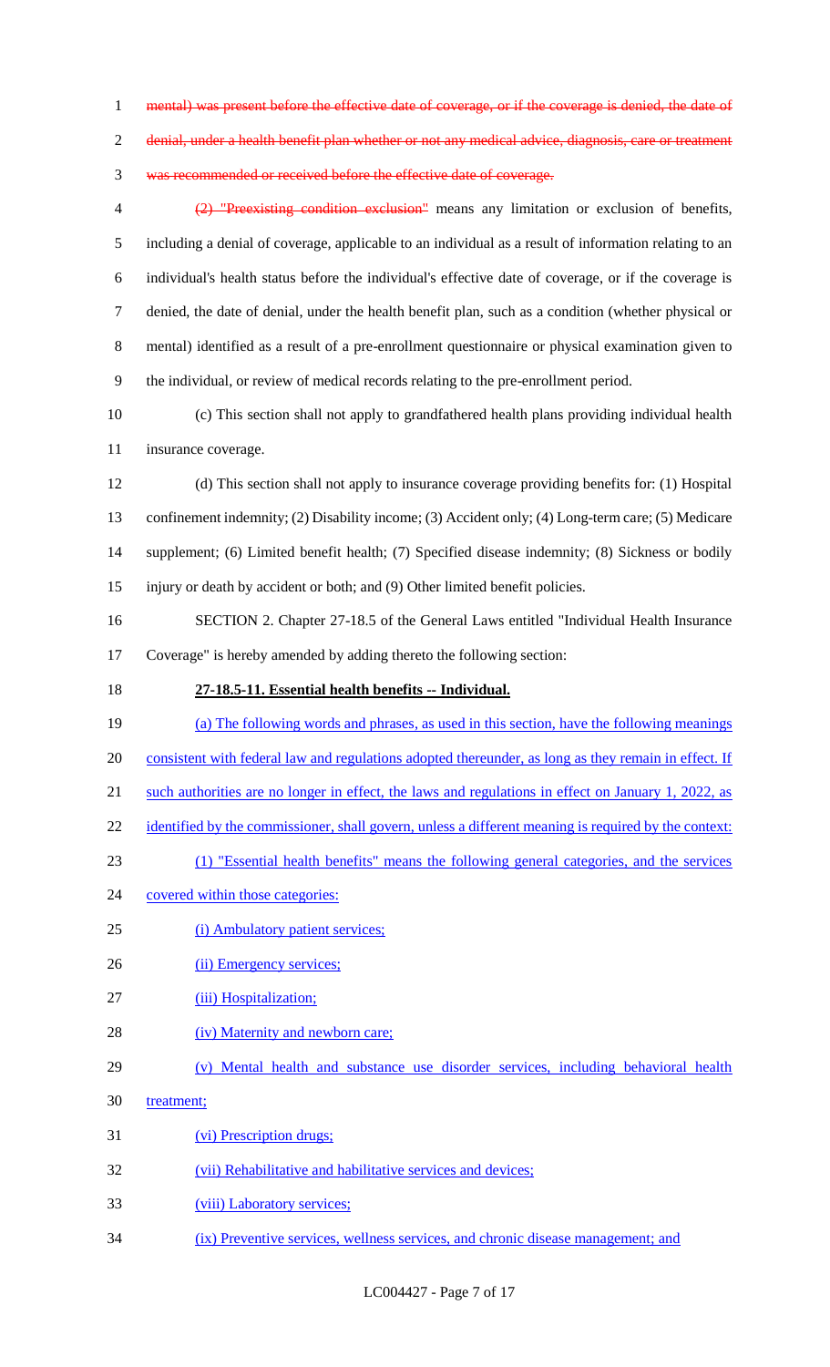~~mental) was present before the effective date of coverage, or if the coverage is denied, the date of denial, under a health benefit plan whether or not any medical advice, diagnosis, care or treatment was recommended or received before the effective date of coverage.~~

~~(2) "Preexisting condition exclusion"~~ means any limitation or exclusion of benefits, including a denial of coverage, applicable to an individual as a result of information relating to an individual's health status before the individual's effective date of coverage, or if the coverage is denied, the date of denial, under the health benefit plan, such as a condition (whether physical or mental) identified as a result of a pre-enrollment questionnaire or physical examination given to the individual, or review of medical records relating to the pre-enrollment period.

(c) This section shall not apply to grandfathered health plans providing individual health insurance coverage.

(d) This section shall not apply to insurance coverage providing benefits for: (1) Hospital confinement indemnity; (2) Disability income; (3) Accident only; (4) Long-term care; (5) Medicare supplement; (6) Limited benefit health; (7) Specified disease indemnity; (8) Sickness or bodily injury or death by accident or both; and (9) Other limited benefit policies.

SECTION 2. Chapter 27-18.5 of the General Laws entitled "Individual Health Insurance Coverage" is hereby amended by adding thereto the following section:

**27-18.5-11. Essential health benefits -- Individual.**

(a) The following words and phrases, as used in this section, have the following meanings consistent with federal law and regulations adopted thereunder, as long as they remain in effect. If such authorities are no longer in effect, the laws and regulations in effect on January 1, 2022, as identified by the commissioner, shall govern, unless a different meaning is required by the context:

(1) "Essential health benefits" means the following general categories, and the services covered within those categories:

(i) Ambulatory patient services;

(ii) Emergency services;

(iii) Hospitalization;

(iv) Maternity and newborn care;

(v) Mental health and substance use disorder services, including behavioral health treatment;

(vi) Prescription drugs;

(vii) Rehabilitative and habilitative services and devices;

(viii) Laboratory services;

(ix) Preventive services, wellness services, and chronic disease management; and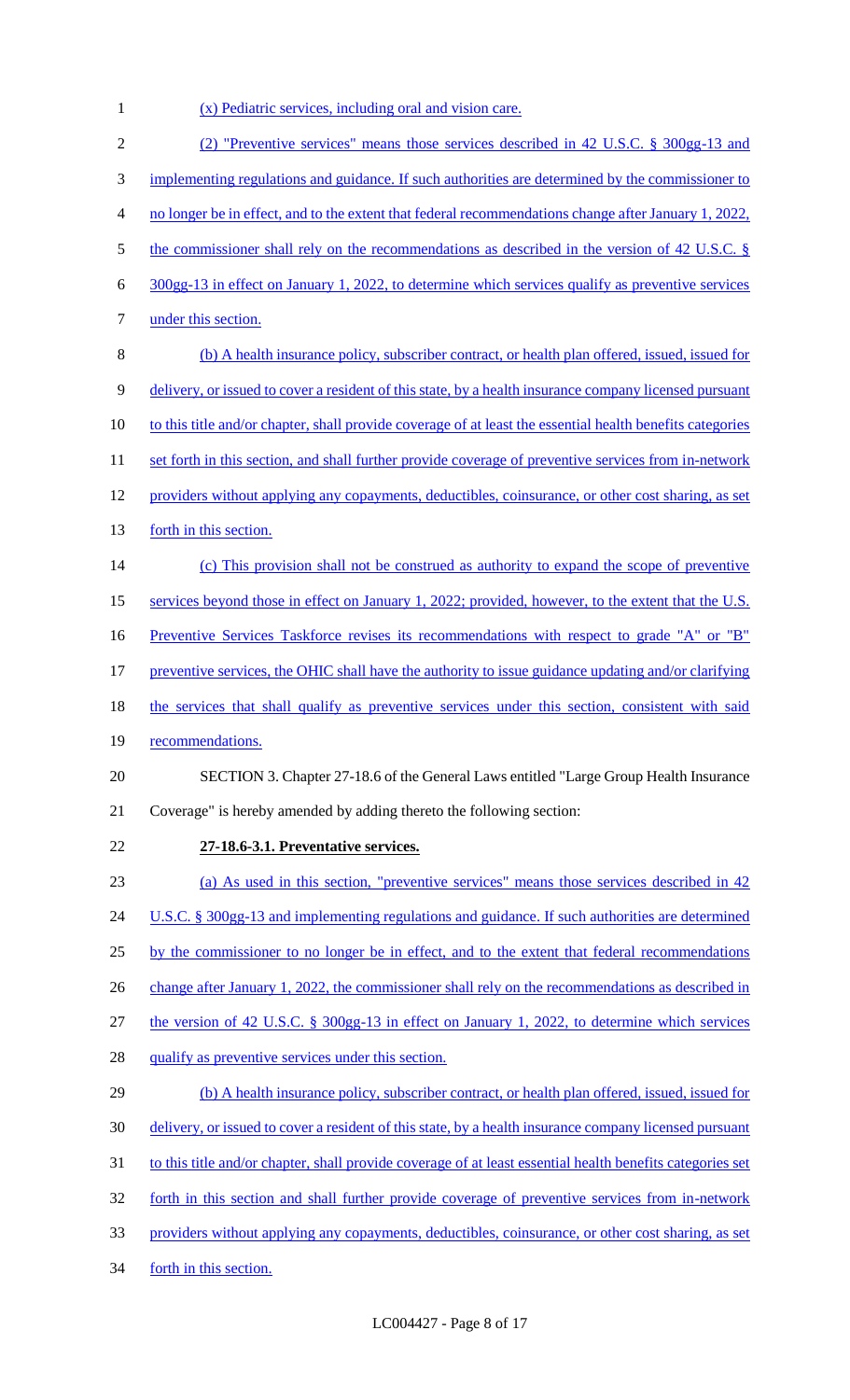(x) Pediatric services, including oral and vision care.

(2) "Preventive services" means those services described in 42 U.S.C. § 300gg-13 and implementing regulations and guidance. If such authorities are determined by the commissioner to no longer be in effect, and to the extent that federal recommendations change after January 1, 2022, the commissioner shall rely on the recommendations as described in the version of 42 U.S.C. § 300gg-13 in effect on January 1, 2022, to determine which services qualify as preventive services under this section.

(b) A health insurance policy, subscriber contract, or health plan offered, issued, issued for delivery, or issued to cover a resident of this state, by a health insurance company licensed pursuant to this title and/or chapter, shall provide coverage of at least the essential health benefits categories set forth in this section, and shall further provide coverage of preventive services from in-network providers without applying any copayments, deductibles, coinsurance, or other cost sharing, as set forth in this section.

(c) This provision shall not be construed as authority to expand the scope of preventive services beyond those in effect on January 1, 2022; provided, however, to the extent that the U.S. Preventive Services Taskforce revises its recommendations with respect to grade "A" or "B" preventive services, the OHIC shall have the authority to issue guidance updating and/or clarifying the services that shall qualify as preventive services under this section, consistent with said recommendations.

SECTION 3. Chapter 27-18.6 of the General Laws entitled "Large Group Health Insurance Coverage" is hereby amended by adding thereto the following section:

**27-18.6-3.1. Preventative services.**

(a) As used in this section, "preventive services" means those services described in 42 U.S.C. § 300gg-13 and implementing regulations and guidance. If such authorities are determined by the commissioner to no longer be in effect, and to the extent that federal recommendations change after January 1, 2022, the commissioner shall rely on the recommendations as described in the version of 42 U.S.C. § 300gg-13 in effect on January 1, 2022, to determine which services qualify as preventive services under this section.

(b) A health insurance policy, subscriber contract, or health plan offered, issued, issued for delivery, or issued to cover a resident of this state, by a health insurance company licensed pursuant to this title and/or chapter, shall provide coverage of at least essential health benefits categories set forth in this section and shall further provide coverage of preventive services from in-network providers without applying any copayments, deductibles, coinsurance, or other cost sharing, as set forth in this section.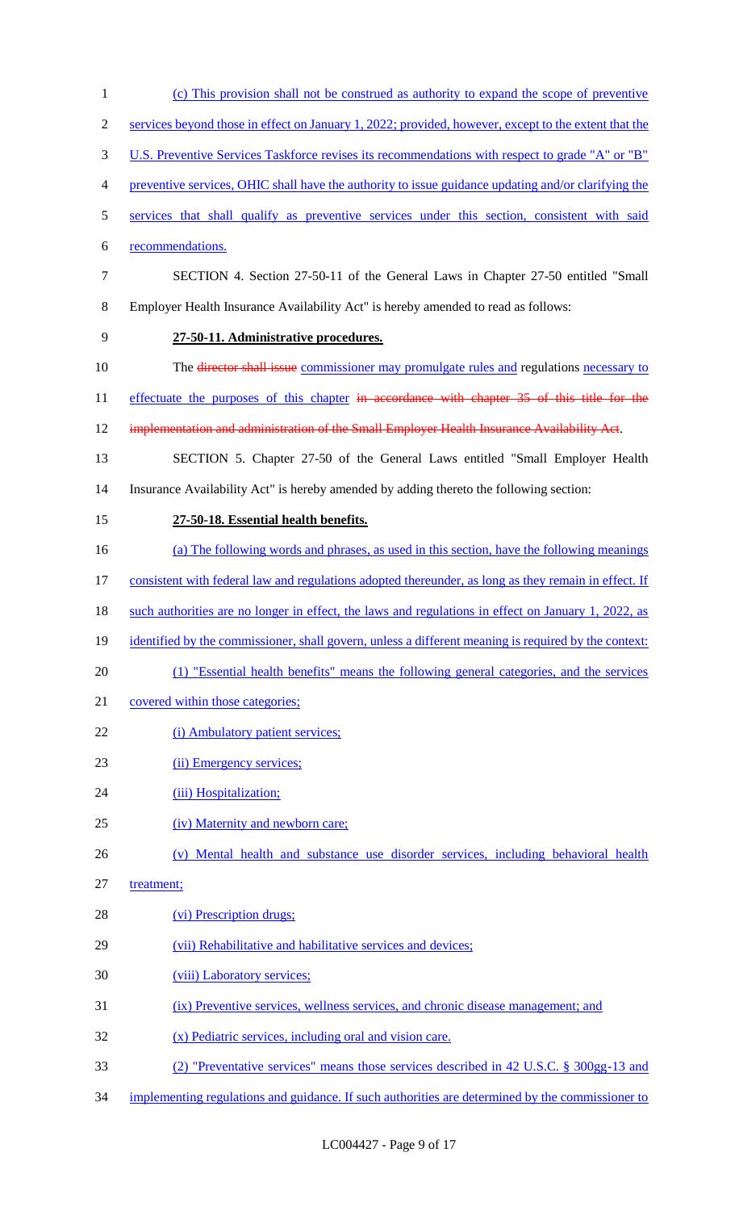(c) This provision shall not be construed as authority to expand the scope of preventive services beyond those in effect on January 1, 2022; provided, however, except to the extent that the U.S. Preventive Services Taskforce revises its recommendations with respect to grade "A" or "B" preventive services, OHIC shall have the authority to issue guidance updating and/or clarifying the services that shall qualify as preventive services under this section, consistent with said recommendations.

SECTION 4. Section 27-50-11 of the General Laws in Chapter 27-50 entitled "Small Employer Health Insurance Availability Act" is hereby amended to read as follows:

**27-50-11. Administrative procedures.**

The ~~director shall issue~~ commissioner may promulgate rules and regulations necessary to effectuate the purposes of this chapter ~~in accordance with chapter 35 of this title for the implementation and administration of the Small Employer Health Insurance Availability Act~~.

SECTION 5. Chapter 27-50 of the General Laws entitled "Small Employer Health Insurance Availability Act" is hereby amended by adding thereto the following section:

**27-50-18. Essential health benefits.**

(a) The following words and phrases, as used in this section, have the following meanings consistent with federal law and regulations adopted thereunder, as long as they remain in effect. If such authorities are no longer in effect, the laws and regulations in effect on January 1, 2022, as identified by the commissioner, shall govern, unless a different meaning is required by the context:

(1) "Essential health benefits" means the following general categories, and the services covered within those categories;

(i) Ambulatory patient services;

(ii) Emergency services;

(iii) Hospitalization;

(iv) Maternity and newborn care;

(v) Mental health and substance use disorder services, including behavioral health treatment;

(vi) Prescription drugs;

(vii) Rehabilitative and habilitative services and devices;

(viii) Laboratory services;

(ix) Preventive services, wellness services, and chronic disease management; and

(x) Pediatric services, including oral and vision care.

(2) "Preventative services" means those services described in 42 U.S.C. § 300gg-13 and implementing regulations and guidance. If such authorities are determined by the commissioner to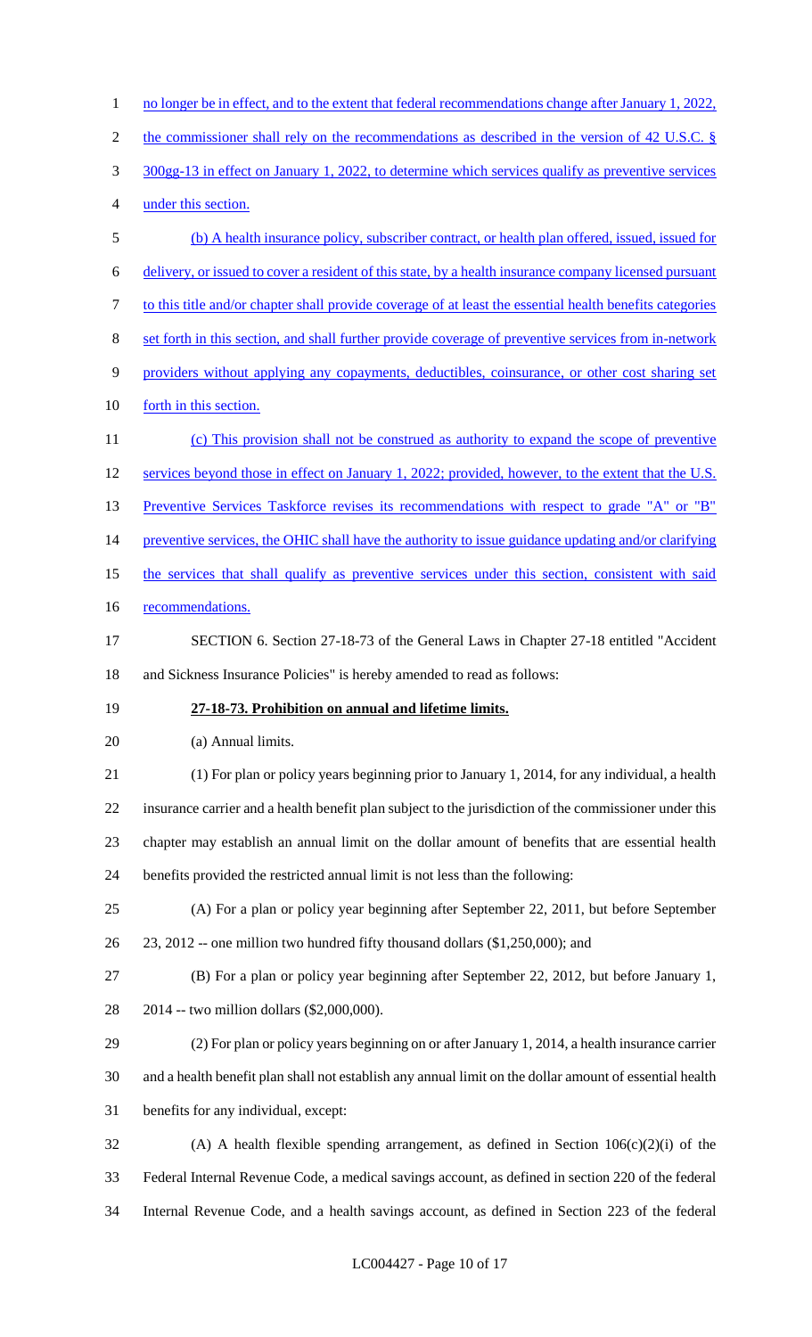no longer be in effect, and to the extent that federal recommendations change after January 1, 2022, the commissioner shall rely on the recommendations as described in the version of 42 U.S.C. § 300gg-13 in effect on January 1, 2022, to determine which services qualify as preventive services under this section.

(b) A health insurance policy, subscriber contract, or health plan offered, issued, issued for delivery, or issued to cover a resident of this state, by a health insurance company licensed pursuant to this title and/or chapter shall provide coverage of at least the essential health benefits categories set forth in this section, and shall further provide coverage of preventive services from in-network providers without applying any copayments, deductibles, coinsurance, or other cost sharing set forth in this section.

(c) This provision shall not be construed as authority to expand the scope of preventive services beyond those in effect on January 1, 2022; provided, however, to the extent that the U.S. Preventive Services Taskforce revises its recommendations with respect to grade "A" or "B" preventive services, the OHIC shall have the authority to issue guidance updating and/or clarifying the services that shall qualify as preventive services under this section, consistent with said recommendations.

SECTION 6. Section 27-18-73 of the General Laws in Chapter 27-18 entitled "Accident and Sickness Insurance Policies" is hereby amended to read as follows:

**27-18-73. Prohibition on annual and lifetime limits.**

(a) Annual limits.

(1) For plan or policy years beginning prior to January 1, 2014, for any individual, a health insurance carrier and a health benefit plan subject to the jurisdiction of the commissioner under this chapter may establish an annual limit on the dollar amount of benefits that are essential health benefits provided the restricted annual limit is not less than the following:

(A) For a plan or policy year beginning after September 22, 2011, but before September 23, 2012 -- one million two hundred fifty thousand dollars ($1,250,000); and

(B) For a plan or policy year beginning after September 22, 2012, but before January 1, 2014 -- two million dollars ($2,000,000).

(2) For plan or policy years beginning on or after January 1, 2014, a health insurance carrier and a health benefit plan shall not establish any annual limit on the dollar amount of essential health benefits for any individual, except:

(A) A health flexible spending arrangement, as defined in Section 106(c)(2)(i) of the Federal Internal Revenue Code, a medical savings account, as defined in section 220 of the federal Internal Revenue Code, and a health savings account, as defined in Section 223 of the federal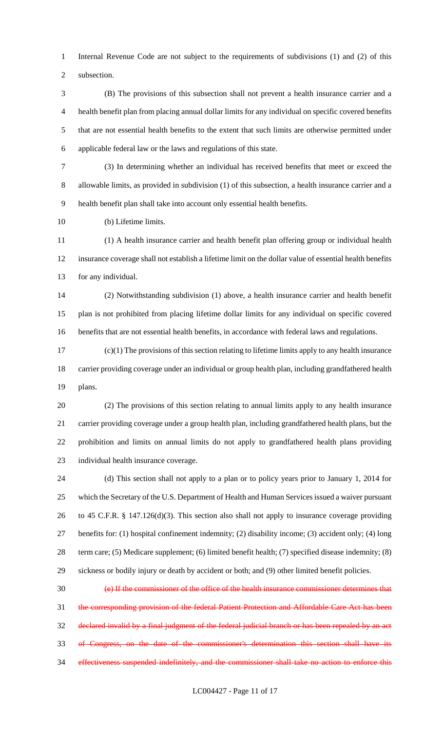Internal Revenue Code are not subject to the requirements of subdivisions (1) and (2) of this subsection.

(B) The provisions of this subsection shall not prevent a health insurance carrier and a health benefit plan from placing annual dollar limits for any individual on specific covered benefits that are not essential health benefits to the extent that such limits are otherwise permitted under applicable federal law or the laws and regulations of this state.

(3) In determining whether an individual has received benefits that meet or exceed the allowable limits, as provided in subdivision (1) of this subsection, a health insurance carrier and a health benefit plan shall take into account only essential health benefits.

(b) Lifetime limits.

(1) A health insurance carrier and health benefit plan offering group or individual health insurance coverage shall not establish a lifetime limit on the dollar value of essential health benefits for any individual.

(2) Notwithstanding subdivision (1) above, a health insurance carrier and health benefit plan is not prohibited from placing lifetime dollar limits for any individual on specific covered benefits that are not essential health benefits, in accordance with federal laws and regulations.

(c)(1) The provisions of this section relating to lifetime limits apply to any health insurance carrier providing coverage under an individual or group health plan, including grandfathered health plans.

(2) The provisions of this section relating to annual limits apply to any health insurance carrier providing coverage under a group health plan, including grandfathered health plans, but the prohibition and limits on annual limits do not apply to grandfathered health plans providing individual health insurance coverage.

(d) This section shall not apply to a plan or to policy years prior to January 1, 2014 for which the Secretary of the U.S. Department of Health and Human Services issued a waiver pursuant to 45 C.F.R. § 147.126(d)(3). This section also shall not apply to insurance coverage providing benefits for: (1) hospital confinement indemnity; (2) disability income; (3) accident only; (4) long term care; (5) Medicare supplement; (6) limited benefit health; (7) specified disease indemnity; (8) sickness or bodily injury or death by accident or both; and (9) other limited benefit policies.

~~(e) If the commissioner of the office of the health insurance commissioner determines that the corresponding provision of the federal Patient Protection and Affordable Care Act has been declared invalid by a final judgment of the federal judicial branch or has been repealed by an act of Congress, on the date of the commissioner's determination this section shall have its effectiveness suspended indefinitely, and the commissioner shall take no action to enforce this~~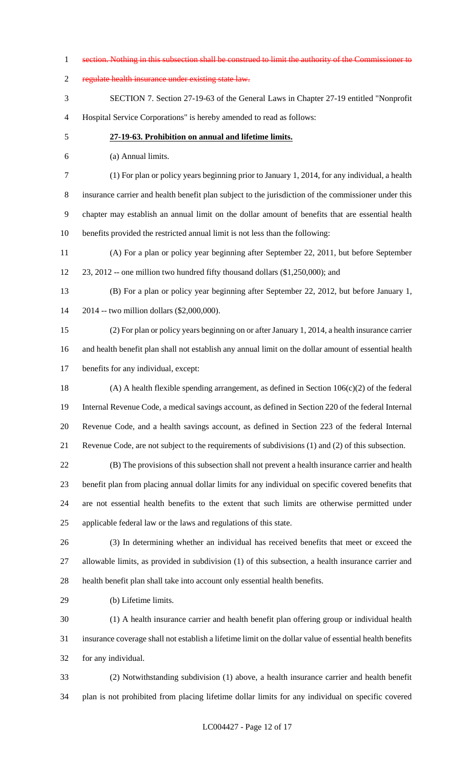~~section. Nothing in this subsection shall be construed to limit the authority of the Commissioner to regulate health insurance under existing state law.~~

SECTION 7. Section 27-19-63 of the General Laws in Chapter 27-19 entitled "Nonprofit Hospital Service Corporations" is hereby amended to read as follows:

**27-19-63. Prohibition on annual and lifetime limits.**

(a) Annual limits.

(1) For plan or policy years beginning prior to January 1, 2014, for any individual, a health insurance carrier and health benefit plan subject to the jurisdiction of the commissioner under this chapter may establish an annual limit on the dollar amount of benefits that are essential health benefits provided the restricted annual limit is not less than the following:

(A) For a plan or policy year beginning after September 22, 2011, but before September 23, 2012 -- one million two hundred fifty thousand dollars ($1,250,000); and

(B) For a plan or policy year beginning after September 22, 2012, but before January 1, 2014 -- two million dollars ($2,000,000).

(2) For plan or policy years beginning on or after January 1, 2014, a health insurance carrier and health benefit plan shall not establish any annual limit on the dollar amount of essential health benefits for any individual, except:

(A) A health flexible spending arrangement, as defined in Section 106(c)(2) of the federal Internal Revenue Code, a medical savings account, as defined in Section 220 of the federal Internal Revenue Code, and a health savings account, as defined in Section 223 of the federal Internal Revenue Code, are not subject to the requirements of subdivisions (1) and (2) of this subsection.

(B) The provisions of this subsection shall not prevent a health insurance carrier and health benefit plan from placing annual dollar limits for any individual on specific covered benefits that are not essential health benefits to the extent that such limits are otherwise permitted under applicable federal law or the laws and regulations of this state.

(3) In determining whether an individual has received benefits that meet or exceed the allowable limits, as provided in subdivision (1) of this subsection, a health insurance carrier and health benefit plan shall take into account only essential health benefits.

(b) Lifetime limits.

(1) A health insurance carrier and health benefit plan offering group or individual health insurance coverage shall not establish a lifetime limit on the dollar value of essential health benefits for any individual.

(2) Notwithstanding subdivision (1) above, a health insurance carrier and health benefit plan is not prohibited from placing lifetime dollar limits for any individual on specific covered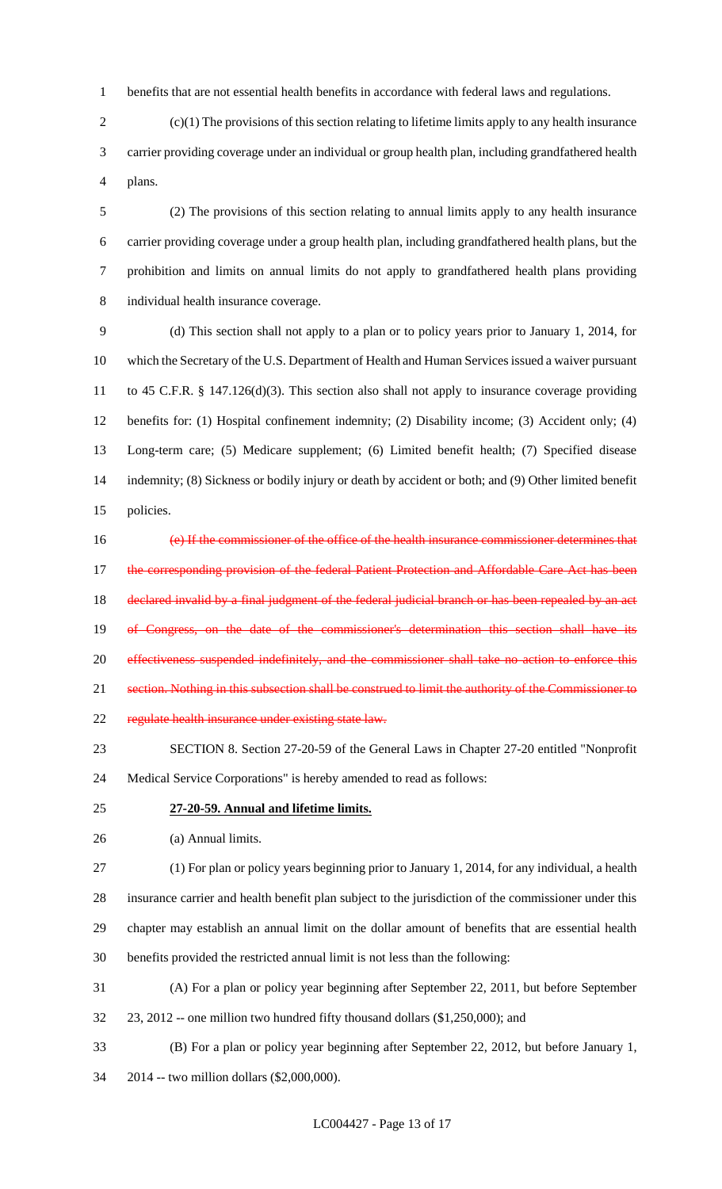benefits that are not essential health benefits in accordance with federal laws and regulations.

(c)(1) The provisions of this section relating to lifetime limits apply to any health insurance carrier providing coverage under an individual or group health plan, including grandfathered health plans.

(2) The provisions of this section relating to annual limits apply to any health insurance carrier providing coverage under a group health plan, including grandfathered health plans, but the prohibition and limits on annual limits do not apply to grandfathered health plans providing individual health insurance coverage.

(d) This section shall not apply to a plan or to policy years prior to January 1, 2014, for which the Secretary of the U.S. Department of Health and Human Services issued a waiver pursuant to 45 C.F.R. § 147.126(d)(3). This section also shall not apply to insurance coverage providing benefits for: (1) Hospital confinement indemnity; (2) Disability income; (3) Accident only; (4) Long-term care; (5) Medicare supplement; (6) Limited benefit health; (7) Specified disease indemnity; (8) Sickness or bodily injury or death by accident or both; and (9) Other limited benefit policies.

~~(e) If the commissioner of the office of the health insurance commissioner determines that the corresponding provision of the federal Patient Protection and Affordable Care Act has been declared invalid by a final judgment of the federal judicial branch or has been repealed by an act of Congress, on the date of the commissioner's determination this section shall have its effectiveness suspended indefinitely, and the commissioner shall take no action to enforce this section. Nothing in this subsection shall be construed to limit the authority of the Commissioner to regulate health insurance under existing state law.~~

SECTION 8. Section 27-20-59 of the General Laws in Chapter 27-20 entitled "Nonprofit Medical Service Corporations" is hereby amended to read as follows:

**27-20-59. Annual and lifetime limits.**

(a) Annual limits.

(1) For plan or policy years beginning prior to January 1, 2014, for any individual, a health insurance carrier and health benefit plan subject to the jurisdiction of the commissioner under this chapter may establish an annual limit on the dollar amount of benefits that are essential health benefits provided the restricted annual limit is not less than the following:

(A) For a plan or policy year beginning after September 22, 2011, but before September 23, 2012 -- one million two hundred fifty thousand dollars ($1,250,000); and

(B) For a plan or policy year beginning after September 22, 2012, but before January 1, 2014 -- two million dollars ($2,000,000).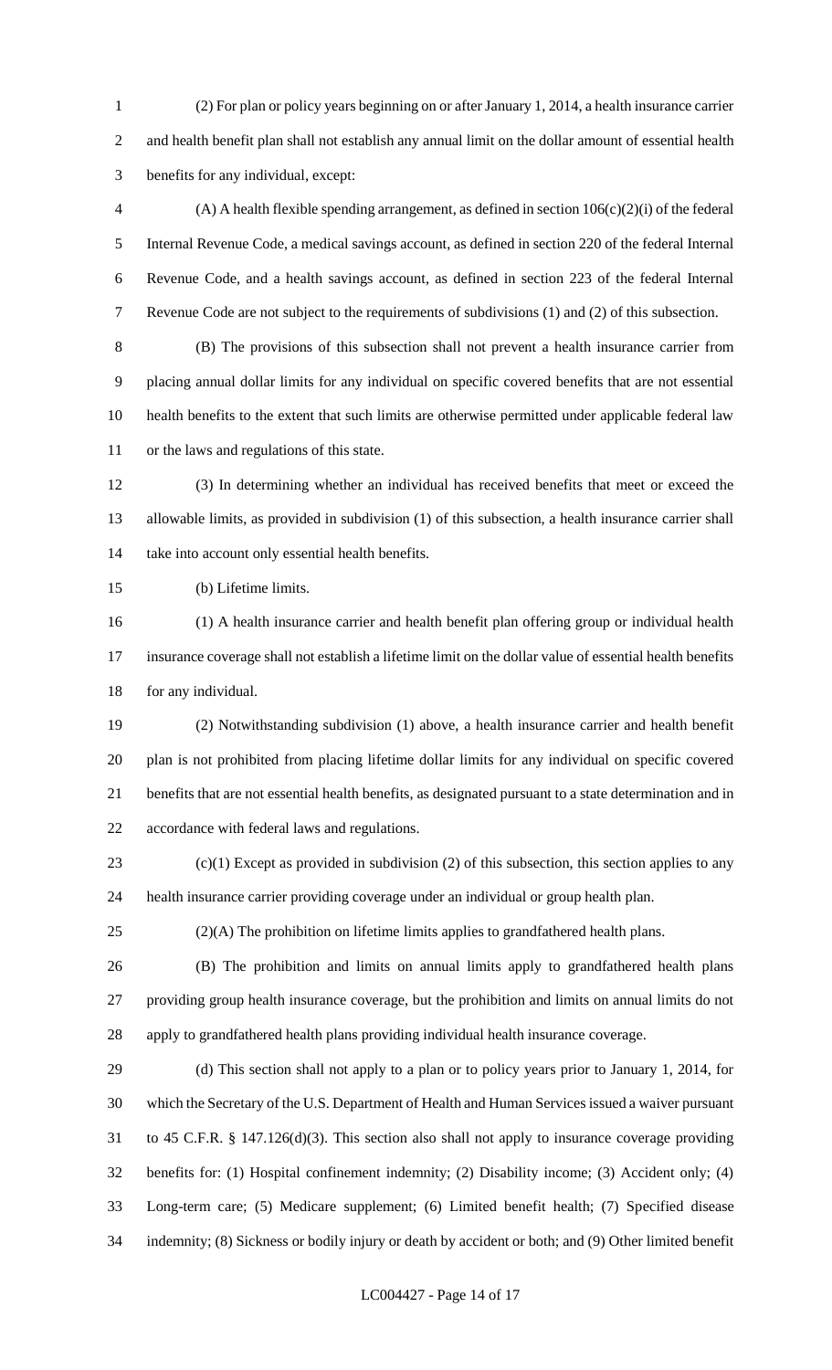(2) For plan or policy years beginning on or after January 1, 2014, a health insurance carrier and health benefit plan shall not establish any annual limit on the dollar amount of essential health benefits for any individual, except:

(A) A health flexible spending arrangement, as defined in section 106(c)(2)(i) of the federal Internal Revenue Code, a medical savings account, as defined in section 220 of the federal Internal Revenue Code, and a health savings account, as defined in section 223 of the federal Internal Revenue Code are not subject to the requirements of subdivisions (1) and (2) of this subsection.

(B) The provisions of this subsection shall not prevent a health insurance carrier from placing annual dollar limits for any individual on specific covered benefits that are not essential health benefits to the extent that such limits are otherwise permitted under applicable federal law or the laws and regulations of this state.

(3) In determining whether an individual has received benefits that meet or exceed the allowable limits, as provided in subdivision (1) of this subsection, a health insurance carrier shall take into account only essential health benefits.

(b) Lifetime limits.

(1) A health insurance carrier and health benefit plan offering group or individual health insurance coverage shall not establish a lifetime limit on the dollar value of essential health benefits for any individual.

(2) Notwithstanding subdivision (1) above, a health insurance carrier and health benefit plan is not prohibited from placing lifetime dollar limits for any individual on specific covered benefits that are not essential health benefits, as designated pursuant to a state determination and in accordance with federal laws and regulations.

(c)(1) Except as provided in subdivision (2) of this subsection, this section applies to any health insurance carrier providing coverage under an individual or group health plan.

(2)(A) The prohibition on lifetime limits applies to grandfathered health plans.

(B) The prohibition and limits on annual limits apply to grandfathered health plans providing group health insurance coverage, but the prohibition and limits on annual limits do not apply to grandfathered health plans providing individual health insurance coverage.

(d) This section shall not apply to a plan or to policy years prior to January 1, 2014, for which the Secretary of the U.S. Department of Health and Human Services issued a waiver pursuant to 45 C.F.R. § 147.126(d)(3). This section also shall not apply to insurance coverage providing benefits for: (1) Hospital confinement indemnity; (2) Disability income; (3) Accident only; (4) Long-term care; (5) Medicare supplement; (6) Limited benefit health; (7) Specified disease indemnity; (8) Sickness or bodily injury or death by accident or both; and (9) Other limited benefit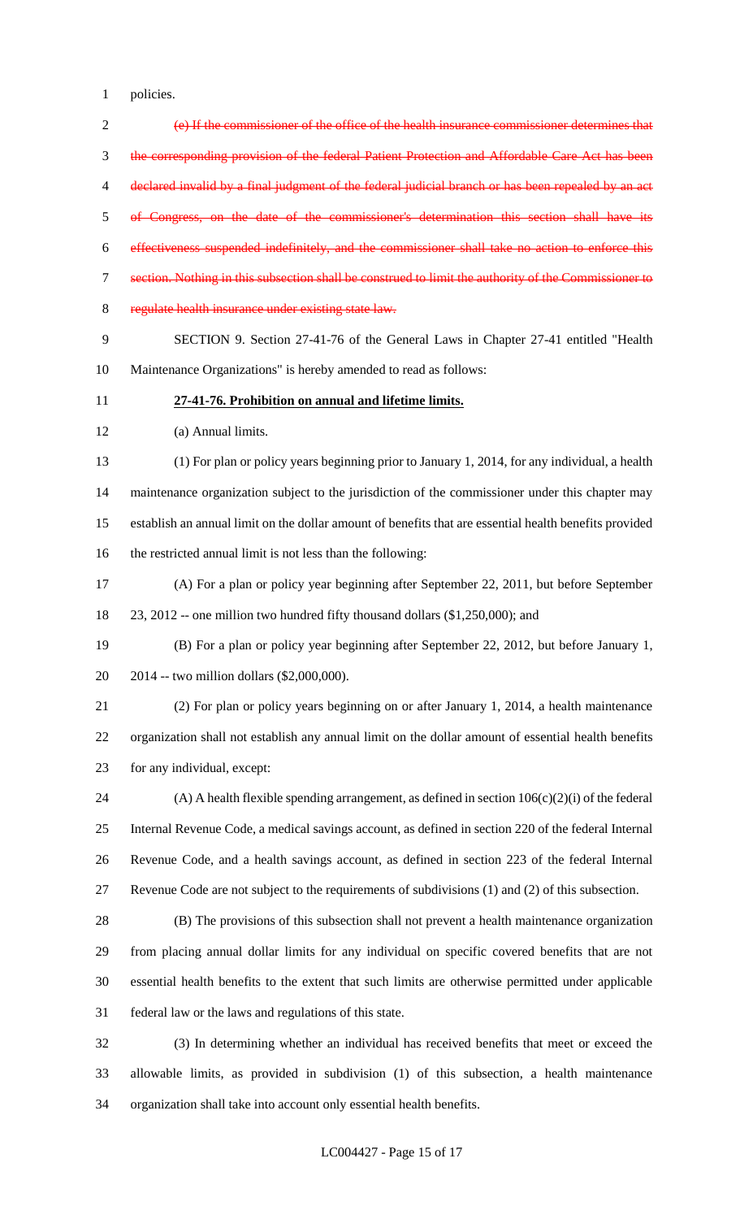policies.

~~(e) If the commissioner of the office of the health insurance commissioner determines that the corresponding provision of the federal Patient Protection and Affordable Care Act has been declared invalid by a final judgment of the federal judicial branch or has been repealed by an act of Congress, on the date of the commissioner's determination this section shall have its effectiveness suspended indefinitely, and the commissioner shall take no action to enforce this section. Nothing in this subsection shall be construed to limit the authority of the Commissioner to regulate health insurance under existing state law.~~

SECTION 9. Section 27-41-76 of the General Laws in Chapter 27-41 entitled "Health Maintenance Organizations" is hereby amended to read as follows:

**27-41-76. Prohibition on annual and lifetime limits.**

(a) Annual limits.

(1) For plan or policy years beginning prior to January 1, 2014, for any individual, a health maintenance organization subject to the jurisdiction of the commissioner under this chapter may establish an annual limit on the dollar amount of benefits that are essential health benefits provided the restricted annual limit is not less than the following:

(A) For a plan or policy year beginning after September 22, 2011, but before September 23, 2012 -- one million two hundred fifty thousand dollars ($1,250,000); and

(B) For a plan or policy year beginning after September 22, 2012, but before January 1, 2014 -- two million dollars ($2,000,000).

(2) For plan or policy years beginning on or after January 1, 2014, a health maintenance organization shall not establish any annual limit on the dollar amount of essential health benefits for any individual, except:

(A) A health flexible spending arrangement, as defined in section 106(c)(2)(i) of the federal Internal Revenue Code, a medical savings account, as defined in section 220 of the federal Internal Revenue Code, and a health savings account, as defined in section 223 of the federal Internal Revenue Code are not subject to the requirements of subdivisions (1) and (2) of this subsection.

(B) The provisions of this subsection shall not prevent a health maintenance organization from placing annual dollar limits for any individual on specific covered benefits that are not essential health benefits to the extent that such limits are otherwise permitted under applicable federal law or the laws and regulations of this state.

(3) In determining whether an individual has received benefits that meet or exceed the allowable limits, as provided in subdivision (1) of this subsection, a health maintenance organization shall take into account only essential health benefits.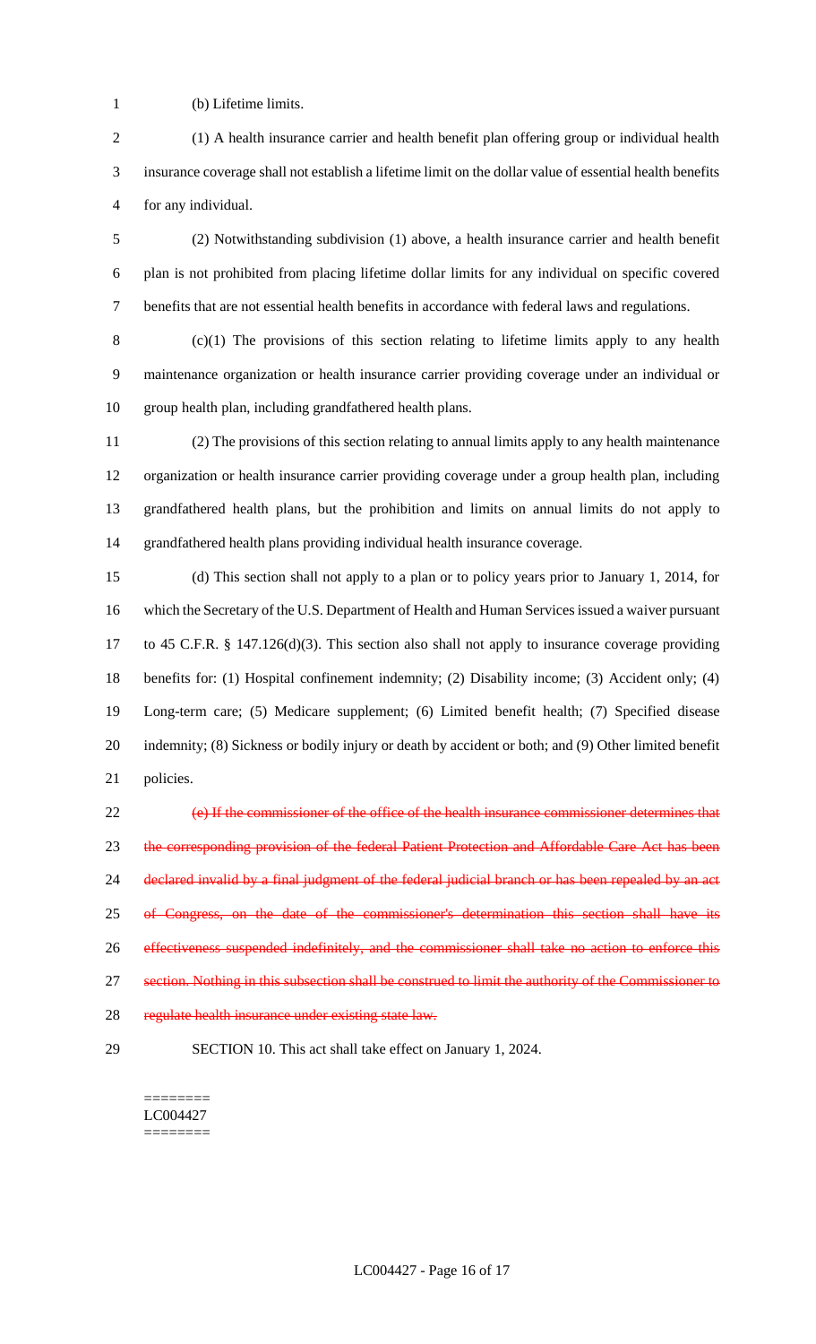(b) Lifetime limits.

(1) A health insurance carrier and health benefit plan offering group or individual health insurance coverage shall not establish a lifetime limit on the dollar value of essential health benefits for any individual.

(2) Notwithstanding subdivision (1) above, a health insurance carrier and health benefit plan is not prohibited from placing lifetime dollar limits for any individual on specific covered benefits that are not essential health benefits in accordance with federal laws and regulations.

(c)(1) The provisions of this section relating to lifetime limits apply to any health maintenance organization or health insurance carrier providing coverage under an individual or group health plan, including grandfathered health plans.

(2) The provisions of this section relating to annual limits apply to any health maintenance organization or health insurance carrier providing coverage under a group health plan, including grandfathered health plans, but the prohibition and limits on annual limits do not apply to grandfathered health plans providing individual health insurance coverage.

(d) This section shall not apply to a plan or to policy years prior to January 1, 2014, for which the Secretary of the U.S. Department of Health and Human Services issued a waiver pursuant to 45 C.F.R. § 147.126(d)(3). This section also shall not apply to insurance coverage providing benefits for: (1) Hospital confinement indemnity; (2) Disability income; (3) Accident only; (4) Long-term care; (5) Medicare supplement; (6) Limited benefit health; (7) Specified disease indemnity; (8) Sickness or bodily injury or death by accident or both; and (9) Other limited benefit policies.

~~(e) If the commissioner of the office of the health insurance commissioner determines that the corresponding provision of the federal Patient Protection and Affordable Care Act has been declared invalid by a final judgment of the federal judicial branch or has been repealed by an act of Congress, on the date of the commissioner's determination this section shall have its effectiveness suspended indefinitely, and the commissioner shall take no action to enforce this section. Nothing in this subsection shall be construed to limit the authority of the Commissioner to regulate health insurance under existing state law.~~

SECTION 10. This act shall take effect on January 1, 2024.

========
LC004427
========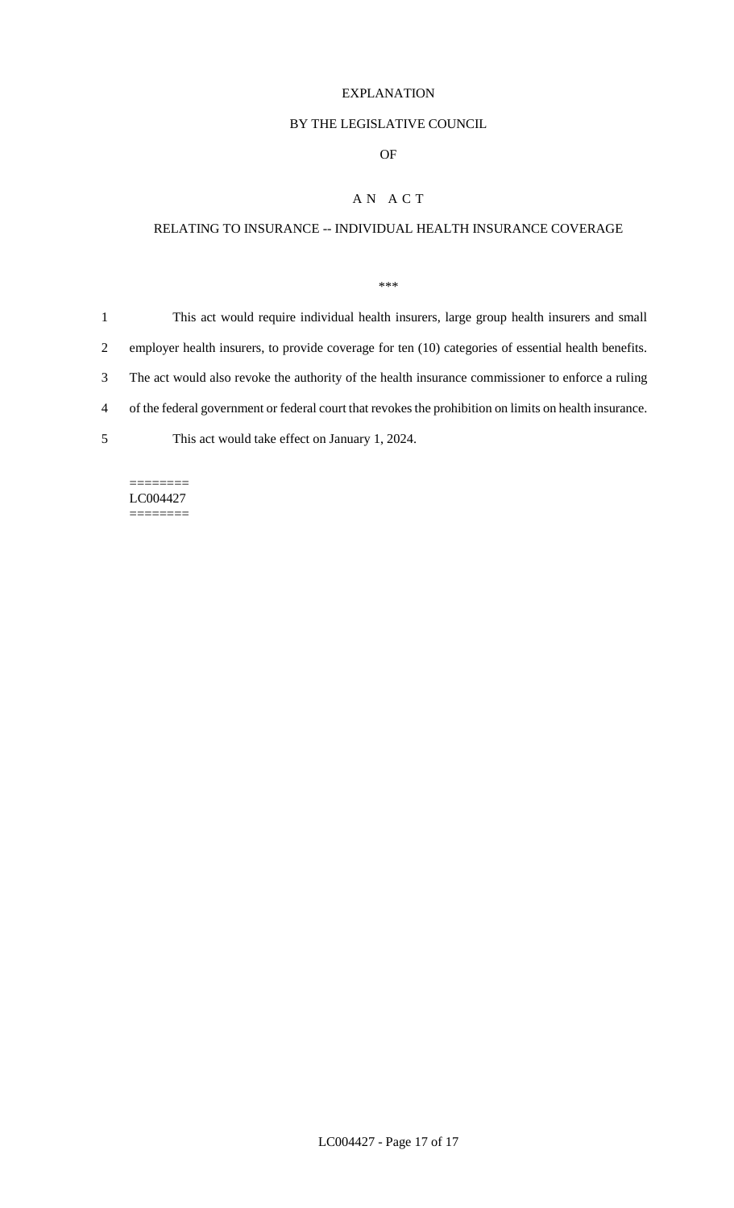EXPLANATION

BY THE LEGISLATIVE COUNCIL

OF

A N A C T

RELATING TO INSURANCE -- INDIVIDUAL HEALTH INSURANCE COVERAGE

\*\*\*

This act would require individual health insurers, large group health insurers and small employer health insurers, to provide coverage for ten (10) categories of essential health benefits. The act would also revoke the authority of the health insurance commissioner to enforce a ruling of the federal government or federal court that revokes the prohibition on limits on health insurance.

This act would take effect on January 1, 2024.

========
LC004427
========